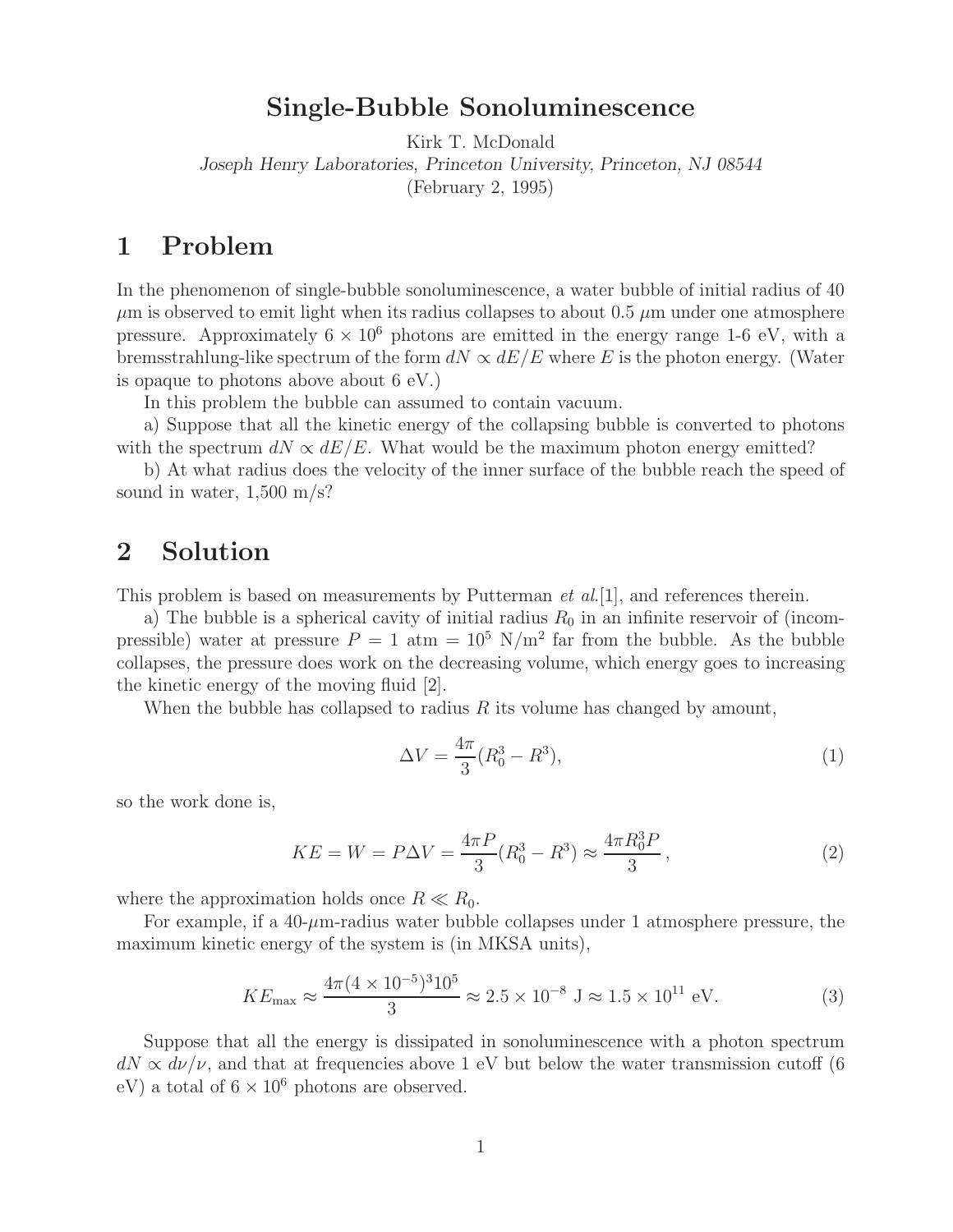# Single-Bubble Sonoluminescence

Kirk T. McDonald

*Joseph Henry Laboratories, Princeton University, Princeton, NJ 08544*

(February 2, 1995)

## 1 Problem

In the phenomenon of single-bubble sonoluminescence, a water bubble of initial radius of 40 $\mu$m is observed to emit light when its radius collapses to about 0.5 $\mu$m under one atmosphere pressure. Approximately $6 \times 10^6$ photons are emitted in the energy range 1-6 eV, with a bremsstrahlung-like spectrum of the form $dN \propto dE/E$ where $E$ is the photon energy. (Water is opaque to photons above about 6 eV.)

In this problem the bubble can assumed to contain vacuum.

a) Suppose that all the kinetic energy of the collapsing bubble is converted to photons with the spectrum $dN \propto dE/E$. What would be the maximum photon energy emitted?

b) At what radius does the velocity of the inner surface of the bubble reach the speed of sound in water, 1,500 m/s?

## 2 Solution

This problem is based on measurements by Putterman *et al.*[1], and references therein.

a) The bubble is a spherical cavity of initial radius $R_0$ in an infinite reservoir of (incompressible) water at pressure $P = 1$ atm $= 10^5$ N/m$^2$ far from the bubble. As the bubble collapses, the pressure does work on the decreasing volume, which energy goes to increasing the kinetic energy of the moving fluid [2].

When the bubble has collapsed to radius $R$ its volume has changed by amount,

$$\Delta V = \frac{4\pi}{3}(R_0^3 - R^3), \tag{1}$$

so the work done is,

$$KE = W = P\Delta V = \frac{4\pi P}{3}(R_0^3 - R^3) \approx \frac{4\pi R_0^3 P}{3}\,, \tag{2}$$

where the approximation holds once $R \ll R_0$.

For example, if a 40-$\mu$m-radius water bubble collapses under 1 atmosphere pressure, the maximum kinetic energy of the system is (in MKSA units),

$$KE_{\rm max} \approx \frac{4\pi(4 \times 10^{-5})^3 10^5}{3} \approx 2.5 \times 10^{-8}\ {\rm J} \approx 1.5 \times 10^{11}\ {\rm eV}. \tag{3}$$

Suppose that all the energy is dissipated in sonoluminescence with a photon spectrum $dN \propto d\nu/\nu$, and that at frequencies above 1 eV but below the water transmission cutoff (6 eV) a total of $6 \times 10^6$ photons are observed.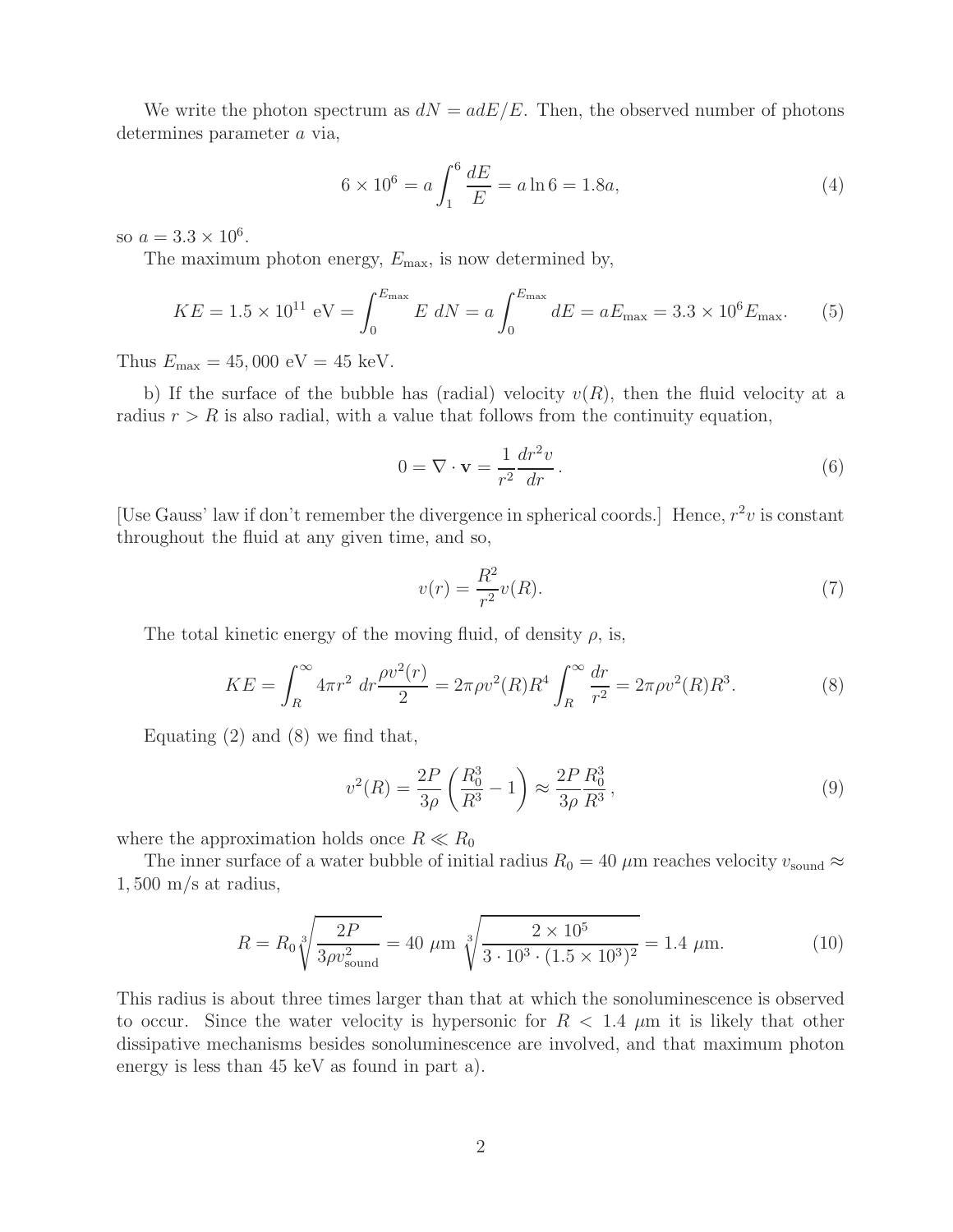We write the photon spectrum as $dN = a dE/E$. Then, the observed number of photons determines parameter $a$ via,

$$6 \times 10^6 = a \int_1^6 \frac{dE}{E} = a \ln 6 = 1.8a, \tag{4}$$

so $a = 3.3 \times 10^6$.

The maximum photon energy, $E_{\max}$, is now determined by,

$$KE = 1.5 \times 10^{11} \text{ eV} = \int_0^{E_{\max}} E \ dN = a \int_0^{E_{\max}} dE = aE_{\max} = 3.3 \times 10^6 E_{\max}. \tag{5}$$

Thus $E_{\max} = 45,000$ eV $= 45$ keV.

b) If the surface of the bubble has (radial) velocity $v(R)$, then the fluid velocity at a radius $r > R$ is also radial, with a value that follows from the continuity equation,

$$0 = \nabla \cdot \mathbf{v} = \frac{1}{r^2} \frac{dr^2 v}{dr}. \tag{6}$$

[Use Gauss' law if don't remember the divergence in spherical coords.] Hence, $r^2 v$ is constant throughout the fluid at any given time, and so,

$$v(r) = \frac{R^2}{r^2} v(R). \tag{7}$$

The total kinetic energy of the moving fluid, of density $\rho$, is,

$$KE = \int_R^\infty 4\pi r^2 \ dr \frac{\rho v^2(r)}{2} = 2\pi\rho v^2(R) R^4 \int_R^\infty \frac{dr}{r^2} = 2\pi\rho v^2(R) R^3. \tag{8}$$

Equating (2) and (8) we find that,

$$v^2(R) = \frac{2P}{3\rho} \left( \frac{R_0^3}{R^3} - 1 \right) \approx \frac{2P}{3\rho} \frac{R_0^3}{R^3}, \tag{9}$$

where the approximation holds once $R \ll R_0$

The inner surface of a water bubble of initial radius $R_0 = 40$ $\mu$m reaches velocity $v_{\text{sound}} \approx 1,500$ m/s at radius,

$$R = R_0 \sqrt[3]{\frac{2P}{3\rho v_{\text{sound}}^2}} = 40 \ \mu\text{m} \ \sqrt[3]{\frac{2 \times 10^5}{3 \cdot 10^3 \cdot (1.5 \times 10^3)^2}} = 1.4 \ \mu\text{m}. \tag{10}$$

This radius is about three times larger than that at which the sonoluminescence is observed to occur. Since the water velocity is hypersonic for $R < 1.4$ $\mu$m it is likely that other dissipative mechanisms besides sonoluminescence are involved, and that maximum photon energy is less than 45 keV as found in part a).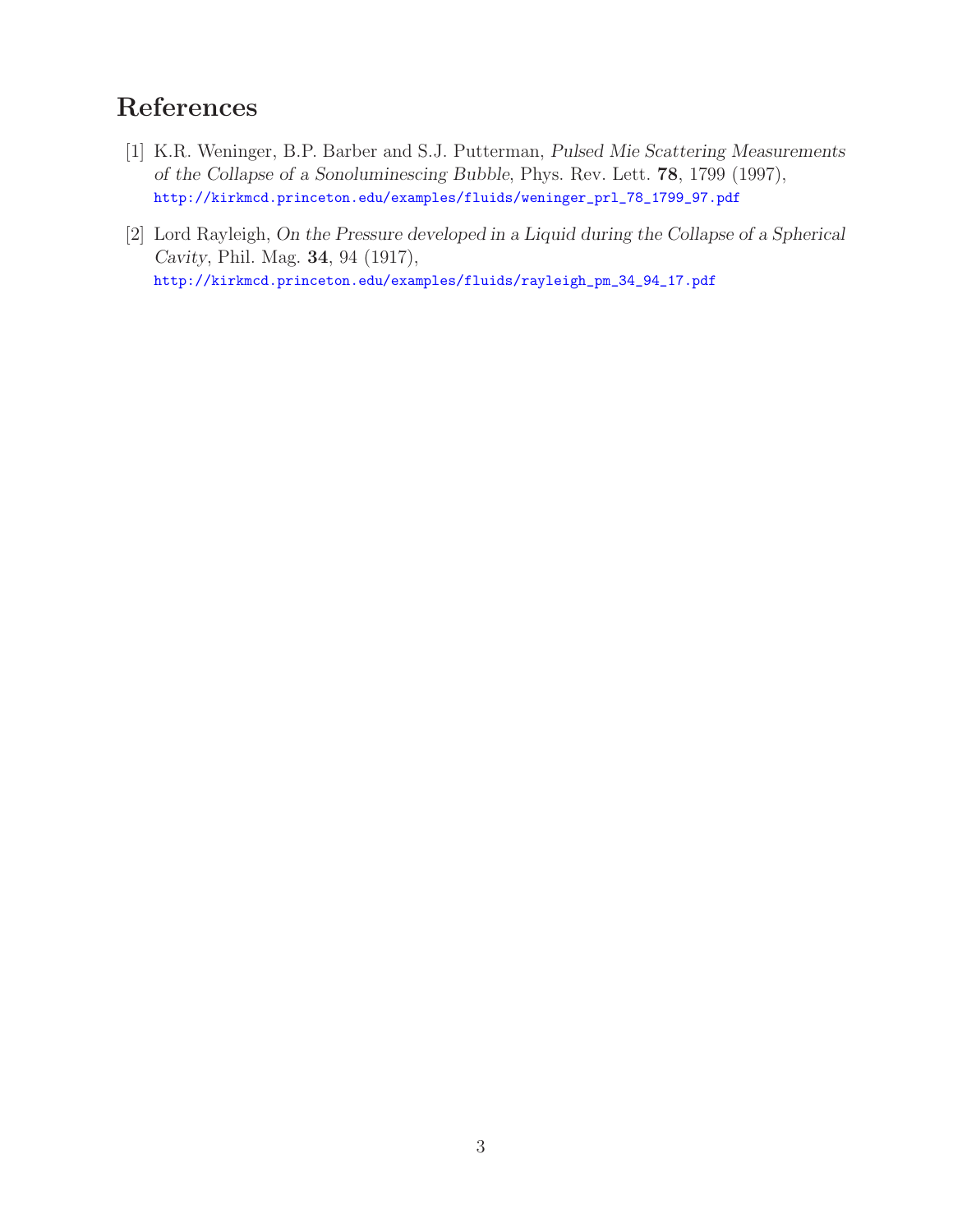# References

[1] K.R. Weninger, B.P. Barber and S.J. Putterman, *Pulsed Mie Scattering Measurements of the Collapse of a Sonoluminescing Bubble*, Phys. Rev. Lett. **78**, 1799 (1997), http://kirkmcd.princeton.edu/examples/fluids/weninger_prl_78_1799_97.pdf

[2] Lord Rayleigh, *On the Pressure developed in a Liquid during the Collapse of a Spherical Cavity*, Phil. Mag. **34**, 94 (1917), http://kirkmcd.princeton.edu/examples/fluids/rayleigh_pm_34_94_17.pdf